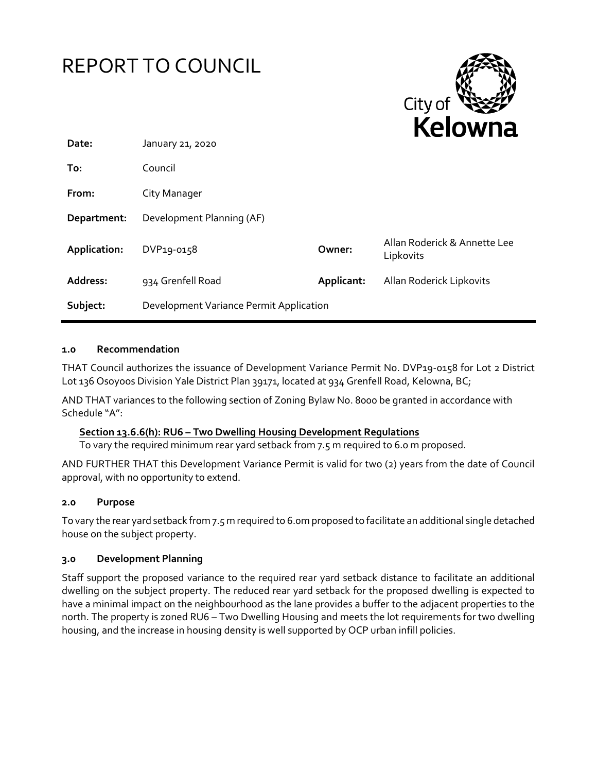# REPORT TO COUNCIL

City of Kelowna

| | | | |
|---|---|---|---|
| **Date:** | January 21, 2020 | | |
| **To:** | Council | | |
| **From:** | City Manager | | |
| **Department:** | Development Planning (AF) | | |
| **Application:** | DVP19-0158 | **Owner:** | Allan Roderick & Annette Lee Lipkovits |
| **Address:** | 934 Grenfell Road | **Applicant:** | Allan Roderick Lipkovits |
| **Subject:** | Development Variance Permit Application | | |

## 1.0 Recommendation

THAT Council authorizes the issuance of Development Variance Permit No. DVP19-0158 for Lot 2 District Lot 136 Osoyoos Division Yale District Plan 39171, located at 934 Grenfell Road, Kelowna, BC;

AND THAT variances to the following section of Zoning Bylaw No. 8000 be granted in accordance with Schedule "A":

**Section 13.6.6(h): RU6 – Two Dwelling Housing Development Regulations**
To vary the required minimum rear yard setback from 7.5 m required to 6.0 m proposed.

AND FURTHER THAT this Development Variance Permit is valid for two (2) years from the date of Council approval, with no opportunity to extend.

## 2.0 Purpose

To vary the rear yard setback from 7.5 m required to 6.0m proposed to facilitate an additional single detached house on the subject property.

## 3.0 Development Planning

Staff support the proposed variance to the required rear yard setback distance to facilitate an additional dwelling on the subject property. The reduced rear yard setback for the proposed dwelling is expected to have a minimal impact on the neighbourhood as the lane provides a buffer to the adjacent properties to the north. The property is zoned RU6 – Two Dwelling Housing and meets the lot requirements for two dwelling housing, and the increase in housing density is well supported by OCP urban infill policies.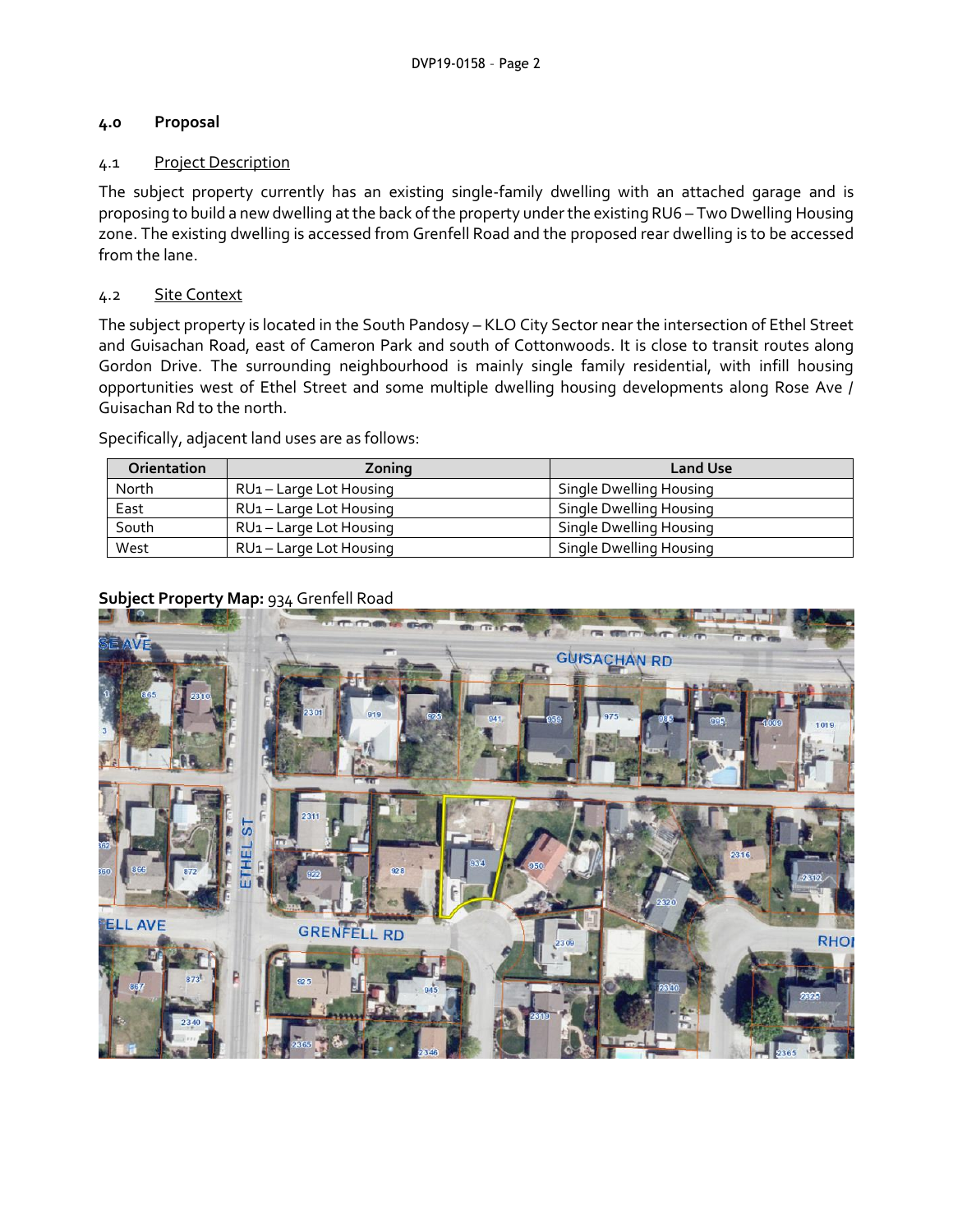## 4.0 Proposal

### 4.1 Project Description

The subject property currently has an existing single-family dwelling with an attached garage and is proposing to build a new dwelling at the back of the property under the existing RU6 – Two Dwelling Housing zone. The existing dwelling is accessed from Grenfell Road and the proposed rear dwelling is to be accessed from the lane.

### 4.2 Site Context

The subject property is located in the South Pandosy – KLO City Sector near the intersection of Ethel Street and Guisachan Road, east of Cameron Park and south of Cottonwoods. It is close to transit routes along Gordon Drive. The surrounding neighbourhood is mainly single family residential, with infill housing opportunities west of Ethel Street and some multiple dwelling housing developments along Rose Ave / Guisachan Rd to the north.

Specifically, adjacent land uses are as follows:

| Orientation | Zoning | Land Use |
|---|---|---|
| North | RU1 – Large Lot Housing | Single Dwelling Housing |
| East | RU1 – Large Lot Housing | Single Dwelling Housing |
| South | RU1 – Large Lot Housing | Single Dwelling Housing |
| West | RU1 – Large Lot Housing | Single Dwelling Housing |

**Subject Property Map:** 934 Grenfell Road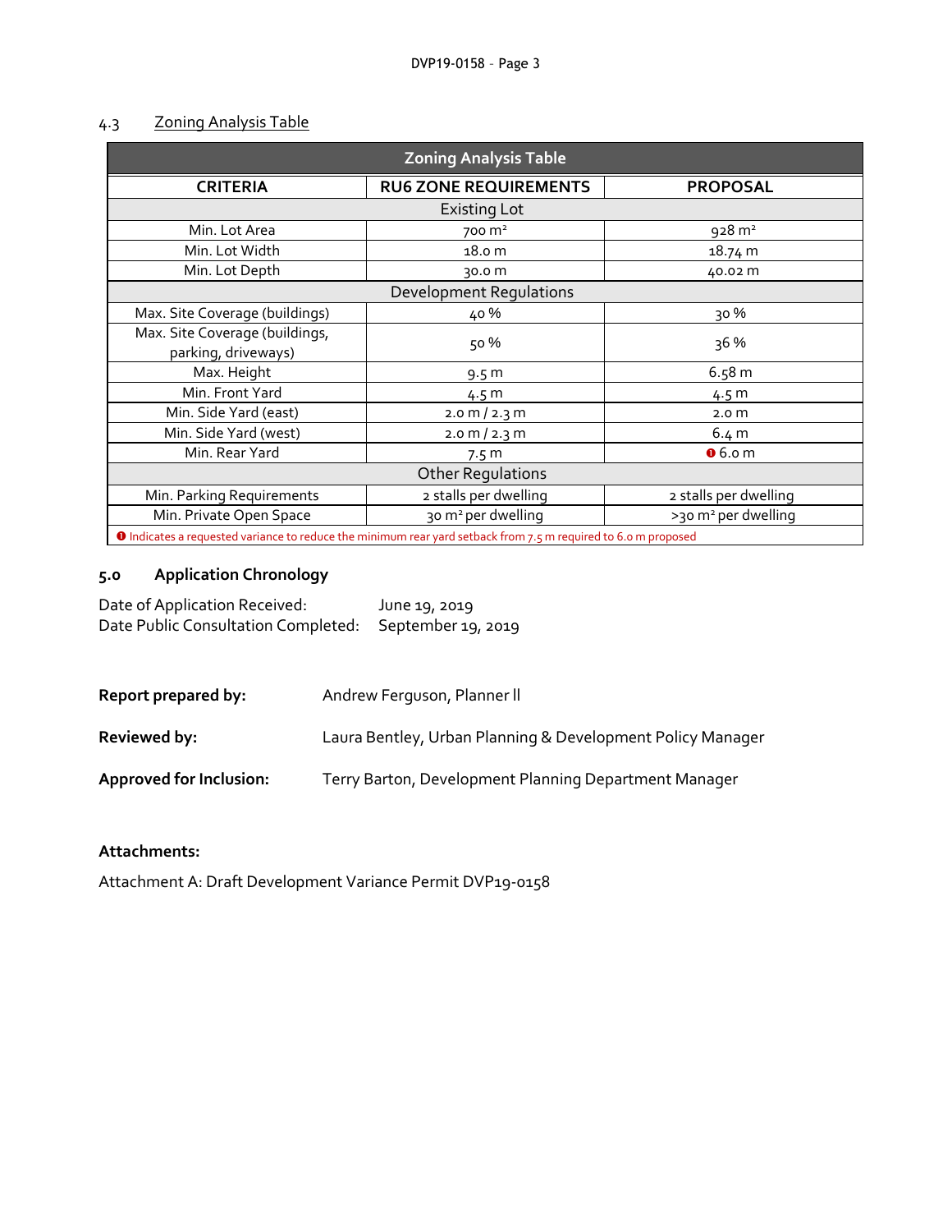## 4.3 Zoning Analysis Table

| Zoning Analysis Table | | |
|---|---|---|
| **CRITERIA** | **RU6 ZONE REQUIREMENTS** | **PROPOSAL** |
| Existing Lot | | |
| Min. Lot Area | 700 $m^2$ | 928 $m^2$ |
| Min. Lot Width | 18.0 m | 18.74 m |
| Min. Lot Depth | 30.0 m | 40.02 m |
| Development Regulations | | |
| Max. Site Coverage (buildings) | 40 % | 30 % |
| Max. Site Coverage (buildings, parking, driveways) | 50 % | 36 % |
| Max. Height | 9.5 m | 6.58 m |
| Min. Front Yard | 4.5 m | 4.5 m |
| Min. Side Yard (east) | 2.0 m / 2.3 m | 2.0 m |
| Min. Side Yard (west) | 2.0 m / 2.3 m | 6.4 m |
| Min. Rear Yard | 7.5 m | ❶ 6.0 m |
| Other Regulations | | |
| Min. Parking Requirements | 2 stalls per dwelling | 2 stalls per dwelling |
| Min. Private Open Space | 30 $m^2$ per dwelling | >30 $m^2$ per dwelling |

❶ Indicates a requested variance to reduce the minimum rear yard setback from 7.5 m required to 6.0 m proposed

## 5.0 Application Chronology

Date of Application Received: June 19, 2019
Date Public Consultation Completed: September 19, 2019

**Report prepared by:** Andrew Ferguson, Planner II

**Reviewed by:** Laura Bentley, Urban Planning & Development Policy Manager

**Approved for Inclusion:** Terry Barton, Development Planning Department Manager

**Attachments:**

Attachment A: Draft Development Variance Permit DVP19-0158